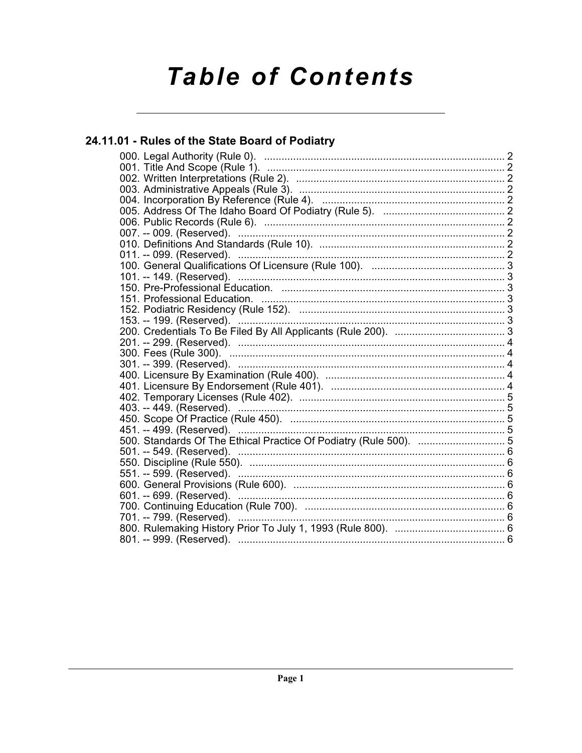# Table of Contents

## 24.11.01 - Rules of the State Board of Podiatry

000. Legal Authority (Rule 0). .... 2
001. Title And Scope (Rule 1). .... 2
002. Written Interpretations (Rule 2). .... 2
003. Administrative Appeals (Rule 3). .... 2
004. Incorporation By Reference (Rule 4). .... 2
005. Address Of The Idaho Board Of Podiatry (Rule 5). .... 2
006. Public Records (Rule 6). .... 2
007. -- 009. (Reserved). .... 2
010. Definitions And Standards (Rule 10). .... 2
011. -- 099. (Reserved). .... 2
100. General Qualifications Of Licensure (Rule 100). .... 3
101. -- 149. (Reserved). .... 3
150. Pre-Professional Education. .... 3
151. Professional Education. .... 3
152. Podiatric Residency (Rule 152). .... 3
153. -- 199. (Reserved). .... 3
200. Credentials To Be Filed By All Applicants (Rule 200). .... 3
201. -- 299. (Reserved). .... 4
300. Fees (Rule 300). .... 4
301. -- 399. (Reserved). .... 4
400. Licensure By Examination (Rule 400). .... 4
401. Licensure By Endorsement (Rule 401). .... 4
402. Temporary Licenses (Rule 402). .... 5
403. -- 449. (Reserved). .... 5
450. Scope Of Practice (Rule 450). .... 5
451. -- 499. (Reserved). .... 5
500. Standards Of The Ethical Practice Of Podiatry (Rule 500). .... 5
501. -- 549. (Reserved). .... 6
550. Discipline (Rule 550). .... 6
551. -- 599. (Reserved). .... 6
600. General Provisions (Rule 600). .... 6
601. -- 699. (Reserved). .... 6
700. Continuing Education (Rule 700). .... 6
701. -- 799. (Reserved). .... 6
800. Rulemaking History Prior To July 1, 1993 (Rule 800). .... 6
801. -- 999. (Reserved). .... 6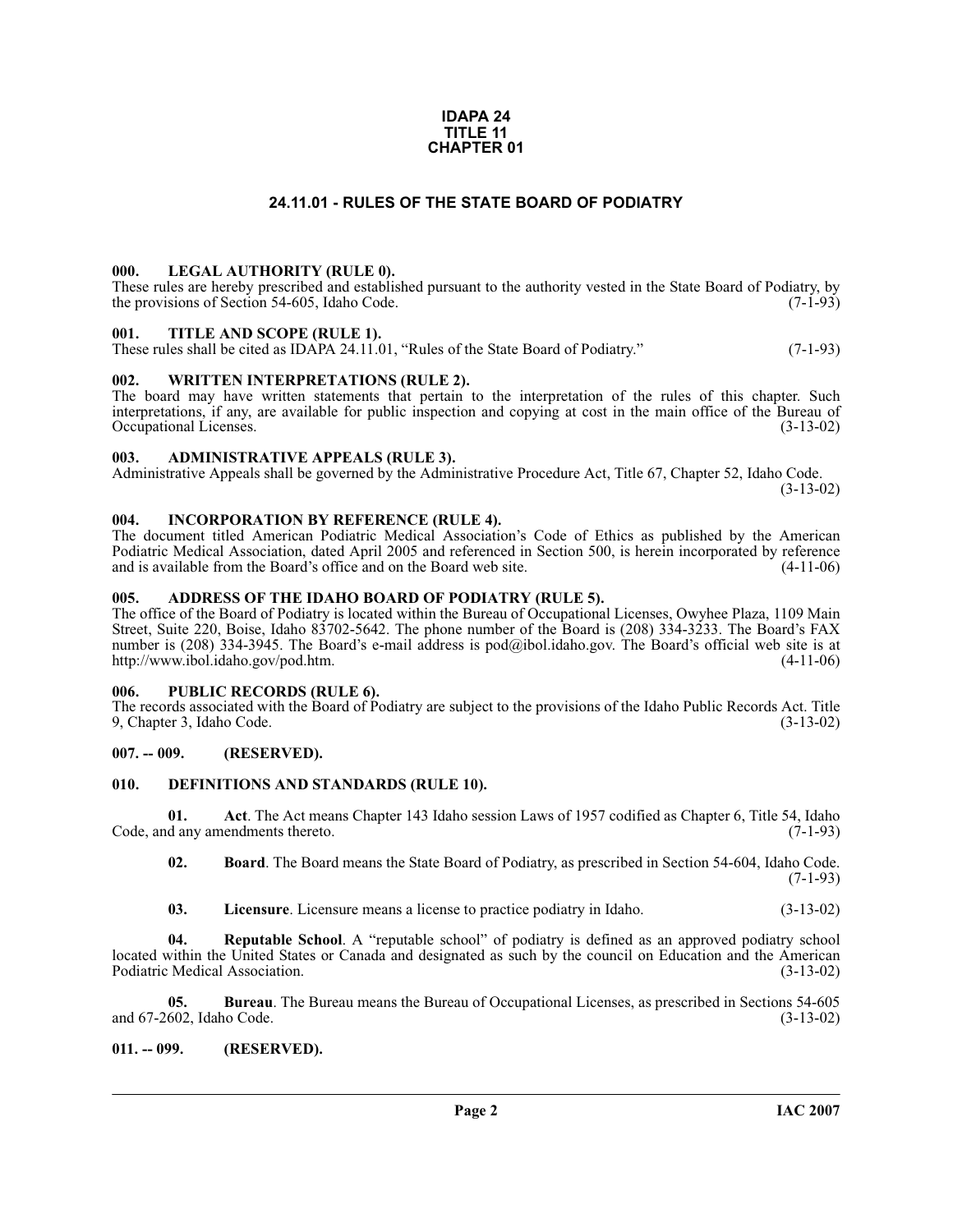**IDAPA 24**
**TITLE 11**
**CHAPTER 01**

# 24.11.01 - RULES OF THE STATE BOARD OF PODIATRY

### 000. LEGAL AUTHORITY (RULE 0).

These rules are hereby prescribed and established pursuant to the authority vested in the State Board of Podiatry, by the provisions of Section 54-605, Idaho Code. (7-1-93)

### 001. TITLE AND SCOPE (RULE 1).

These rules shall be cited as IDAPA 24.11.01, "Rules of the State Board of Podiatry." (7-1-93)

### 002. WRITTEN INTERPRETATIONS (RULE 2).

The board may have written statements that pertain to the interpretation of the rules of this chapter. Such interpretations, if any, are available for public inspection and copying at cost in the main office of the Bureau of Occupational Licenses. (3-13-02)

### 003. ADMINISTRATIVE APPEALS (RULE 3).

Administrative Appeals shall be governed by the Administrative Procedure Act, Title 67, Chapter 52, Idaho Code. (3-13-02)

### 004. INCORPORATION BY REFERENCE (RULE 4).

The document titled American Podiatric Medical Association's Code of Ethics as published by the American Podiatric Medical Association, dated April 2005 and referenced in Section 500, is herein incorporated by reference and is available from the Board's office and on the Board web site. (4-11-06)

### 005. ADDRESS OF THE IDAHO BOARD OF PODIATRY (RULE 5).

The office of the Board of Podiatry is located within the Bureau of Occupational Licenses, Owyhee Plaza, 1109 Main Street, Suite 220, Boise, Idaho 83702-5642. The phone number of the Board is (208) 334-3233. The Board's FAX number is (208) 334-3945. The Board's e-mail address is pod@ibol.idaho.gov. The Board's official web site is at http://www.ibol.idaho.gov/pod.htm. (4-11-06)

### 006. PUBLIC RECORDS (RULE 6).

The records associated with the Board of Podiatry are subject to the provisions of the Idaho Public Records Act. Title 9, Chapter 3, Idaho Code. (3-13-02)

### 007. -- 009. (RESERVED).

### 010. DEFINITIONS AND STANDARDS (RULE 10).

**01. Act**. The Act means Chapter 143 Idaho session Laws of 1957 codified as Chapter 6, Title 54, Idaho Code, and any amendments thereto. (7-1-93)

**02. Board**. The Board means the State Board of Podiatry, as prescribed in Section 54-604, Idaho Code. (7-1-93)

**03. Licensure**. Licensure means a license to practice podiatry in Idaho. (3-13-02)

**04. Reputable School**. A "reputable school" of podiatry is defined as an approved podiatry school located within the United States or Canada and designated as such by the council on Education and the American Podiatric Medical Association. (3-13-02)

**05. Bureau**. The Bureau means the Bureau of Occupational Licenses, as prescribed in Sections 54-605 and 67-2602, Idaho Code. (3-13-02)

### 011. -- 099. (RESERVED).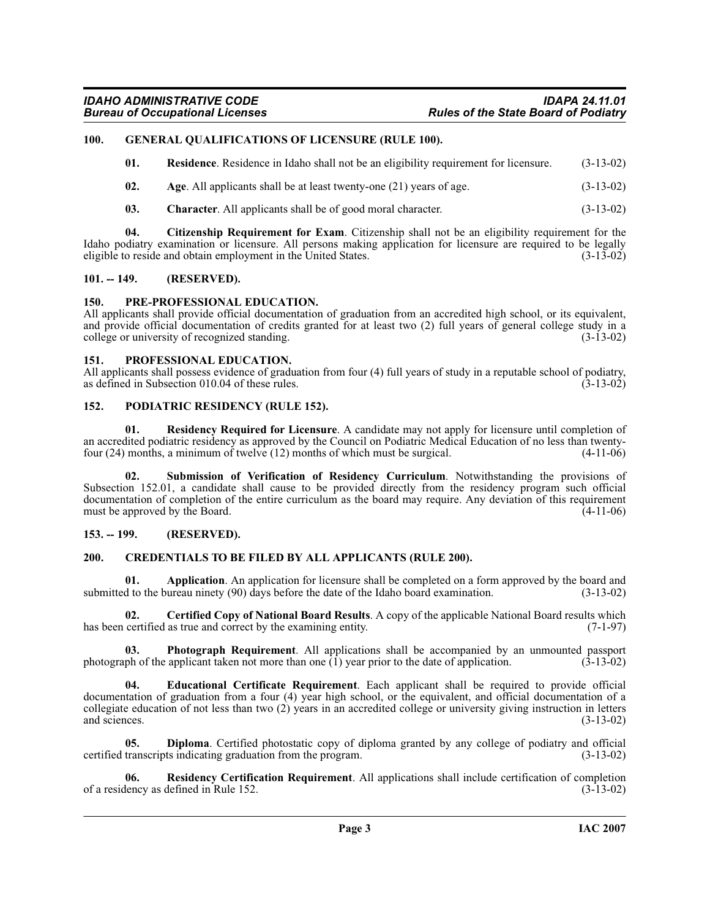## 100. GENERAL QUALIFICATIONS OF LICENSURE (RULE 100).

**01. Residence**. Residence in Idaho shall not be an eligibility requirement for licensure. (3-13-02)

**02. Age**. All applicants shall be at least twenty-one (21) years of age. (3-13-02)

**03. Character**. All applicants shall be of good moral character. (3-13-02)

**04. Citizenship Requirement for Exam**. Citizenship shall not be an eligibility requirement for the Idaho podiatry examination or licensure. All persons making application for licensure are required to be legally eligible to reside and obtain employment in the United States. (3-13-02)

## 101. -- 149. (RESERVED).

## 150. PRE-PROFESSIONAL EDUCATION.

All applicants shall provide official documentation of graduation from an accredited high school, or its equivalent, and provide official documentation of credits granted for at least two (2) full years of general college study in a college or university of recognized standing. (3-13-02)

## 151. PROFESSIONAL EDUCATION.

All applicants shall possess evidence of graduation from four (4) full years of study in a reputable school of podiatry, as defined in Subsection 010.04 of these rules. (3-13-02)

## 152. PODIATRIC RESIDENCY (RULE 152).

**01. Residency Required for Licensure**. A candidate may not apply for licensure until completion of an accredited podiatric residency as approved by the Council on Podiatric Medical Education of no less than twenty-four (24) months, a minimum of twelve (12) months of which must be surgical. (4-11-06)

**02. Submission of Verification of Residency Curriculum**. Notwithstanding the provisions of Subsection 152.01, a candidate shall cause to be provided directly from the residency program such official documentation of completion of the entire curriculum as the board may require. Any deviation of this requirement must be approved by the Board. (4-11-06)

## 153. -- 199. (RESERVED).

## 200. CREDENTIALS TO BE FILED BY ALL APPLICANTS (RULE 200).

**01. Application**. An application for licensure shall be completed on a form approved by the board and submitted to the bureau ninety (90) days before the date of the Idaho board examination. (3-13-02)

**02. Certified Copy of National Board Results**. A copy of the applicable National Board results which has been certified as true and correct by the examining entity. (7-1-97)

**03. Photograph Requirement**. All applications shall be accompanied by an unmounted passport photograph of the applicant taken not more than one (1) year prior to the date of application. (3-13-02)

**04. Educational Certificate Requirement**. Each applicant shall be required to provide official documentation of graduation from a four (4) year high school, or the equivalent, and official documentation of a collegiate education of not less than two (2) years in an accredited college or university giving instruction in letters and sciences. (3-13-02)

**05. Diploma**. Certified photostatic copy of diploma granted by any college of podiatry and official certified transcripts indicating graduation from the program. (3-13-02)

**06. Residency Certification Requirement**. All applications shall include certification of completion of a residency as defined in Rule 152. (3-13-02)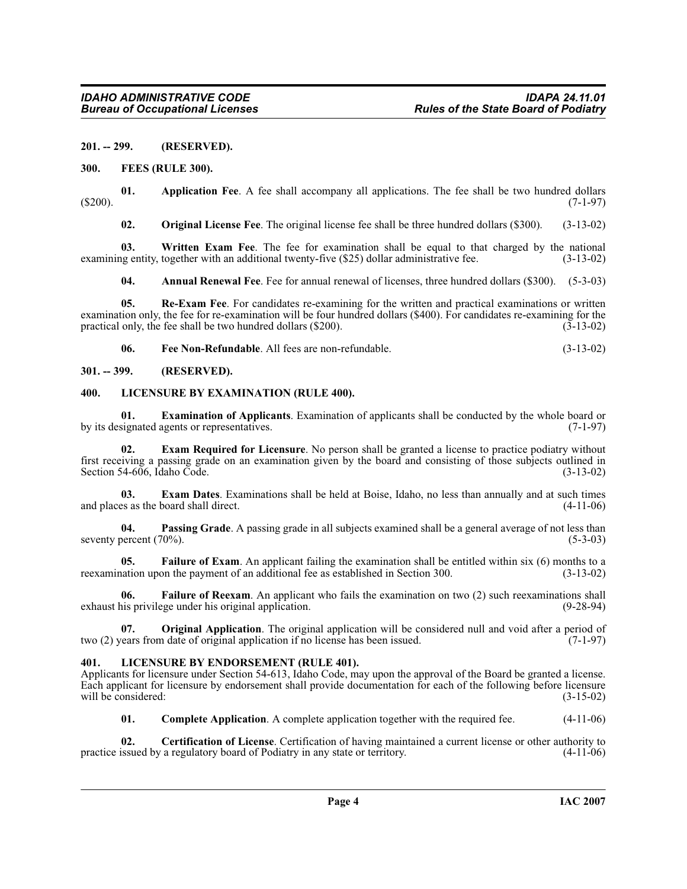**201. -- 299. (RESERVED).**

**300. FEES (RULE 300).**

**01. Application Fee**. A fee shall accompany all applications. The fee shall be two hundred dollars ($200). (7-1-97)

**02. Original License Fee**. The original license fee shall be three hundred dollars ($300). (3-13-02)

**03. Written Exam Fee**. The fee for examination shall be equal to that charged by the national examining entity, together with an additional twenty-five ($25) dollar administrative fee. (3-13-02)

**04. Annual Renewal Fee**. Fee for annual renewal of licenses, three hundred dollars ($300). (5-3-03)

**05. Re-Exam Fee**. For candidates re-examining for the written and practical examinations or written examination only, the fee for re-examination will be four hundred dollars ($400). For candidates re-examining for the practical only, the fee shall be two hundred dollars ($200). (3-13-02)

**06. Fee Non-Refundable**. All fees are non-refundable. (3-13-02)

**301. -- 399. (RESERVED).**

**400. LICENSURE BY EXAMINATION (RULE 400).**

**01. Examination of Applicants**. Examination of applicants shall be conducted by the whole board or by its designated agents or representatives. (7-1-97)

**02. Exam Required for Licensure**. No person shall be granted a license to practice podiatry without first receiving a passing grade on an examination given by the board and consisting of those subjects outlined in Section 54-606, Idaho Code. (3-13-02)

**03. Exam Dates**. Examinations shall be held at Boise, Idaho, no less than annually and at such times and places as the board shall direct. (4-11-06)

**04. Passing Grade**. A passing grade in all subjects examined shall be a general average of not less than seventy percent (70%). (5-3-03)

**05. Failure of Exam**. An applicant failing the examination shall be entitled within six (6) months to a reexamination upon the payment of an additional fee as established in Section 300. (3-13-02)

**06. Failure of Reexam**. An applicant who fails the examination on two (2) such reexaminations shall exhaust his privilege under his original application. (9-28-94)

**07. Original Application**. The original application will be considered null and void after a period of two (2) years from date of original application if no license has been issued. (7-1-97)

**401. LICENSURE BY ENDORSEMENT (RULE 401).**

Applicants for licensure under Section 54-613, Idaho Code, may upon the approval of the Board be granted a license. Each applicant for licensure by endorsement shall provide documentation for each of the following before licensure will be considered: (3-15-02)

**01. Complete Application**. A complete application together with the required fee. (4-11-06)

**02. Certification of License**. Certification of having maintained a current license or other authority to practice issued by a regulatory board of Podiatry in any state or territory. (4-11-06)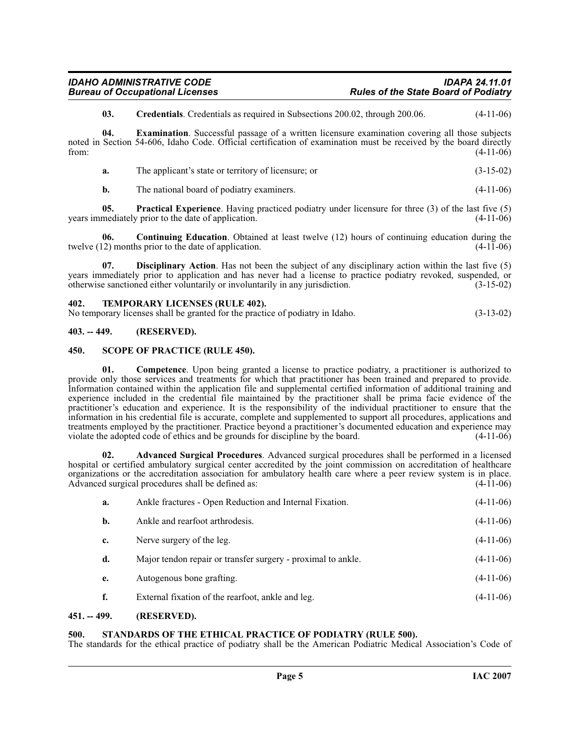**03. Credentials**. Credentials as required in Subsections 200.02, through 200.06. (4-11-06)

**04. Examination**. Successful passage of a written licensure examination covering all those subjects noted in Section 54-606, Idaho Code. Official certification of examination must be received by the board directly from: (4-11-06)

**a.** The applicant's state or territory of licensure; or (3-15-02)

**b.** The national board of podiatry examiners. (4-11-06)

**05. Practical Experience**. Having practiced podiatry under licensure for three (3) of the last five (5) years immediately prior to the date of application. (4-11-06)

**06. Continuing Education**. Obtained at least twelve (12) hours of continuing education during the twelve (12) months prior to the date of application. (4-11-06)

**07. Disciplinary Action**. Has not been the subject of any disciplinary action within the last five (5) years immediately prior to application and has never had a license to practice podiatry revoked, suspended, or otherwise sanctioned either voluntarily or involuntarily in any jurisdiction. (3-15-02)

## 402. TEMPORARY LICENSES (RULE 402).

No temporary licenses shall be granted for the practice of podiatry in Idaho. (3-13-02)

## 403. -- 449. (RESERVED).

## 450. SCOPE OF PRACTICE (RULE 450).

**01. Competence**. Upon being granted a license to practice podiatry, a practitioner is authorized to provide only those services and treatments for which that practitioner has been trained and prepared to provide. Information contained within the application file and supplemental certified information of additional training and experience included in the credential file maintained by the practitioner shall be prima facie evidence of the practitioner's education and experience. It is the responsibility of the individual practitioner to ensure that the information in his credential file is accurate, complete and supplemented to support all procedures, applications and treatments employed by the practitioner. Practice beyond a practitioner's documented education and experience may violate the adopted code of ethics and be grounds for discipline by the board. (4-11-06)

**02. Advanced Surgical Procedures**. Advanced surgical procedures shall be performed in a licensed hospital or certified ambulatory surgical center accredited by the joint commission on accreditation of healthcare organizations or the accreditation association for ambulatory health care where a peer review system is in place. Advanced surgical procedures shall be defined as: (4-11-06)

**a.** Ankle fractures - Open Reduction and Internal Fixation. (4-11-06)

**b.** Ankle and rearfoot arthrodesis. (4-11-06)

**c.** Nerve surgery of the leg. (4-11-06)

**d.** Major tendon repair or transfer surgery - proximal to ankle. (4-11-06)

**e.** Autogenous bone grafting. (4-11-06)

**f.** External fixation of the rearfoot, ankle and leg. (4-11-06)

## 451. -- 499. (RESERVED).

## 500. STANDARDS OF THE ETHICAL PRACTICE OF PODIATRY (RULE 500).

The standards for the ethical practice of podiatry shall be the American Podiatric Medical Association's Code of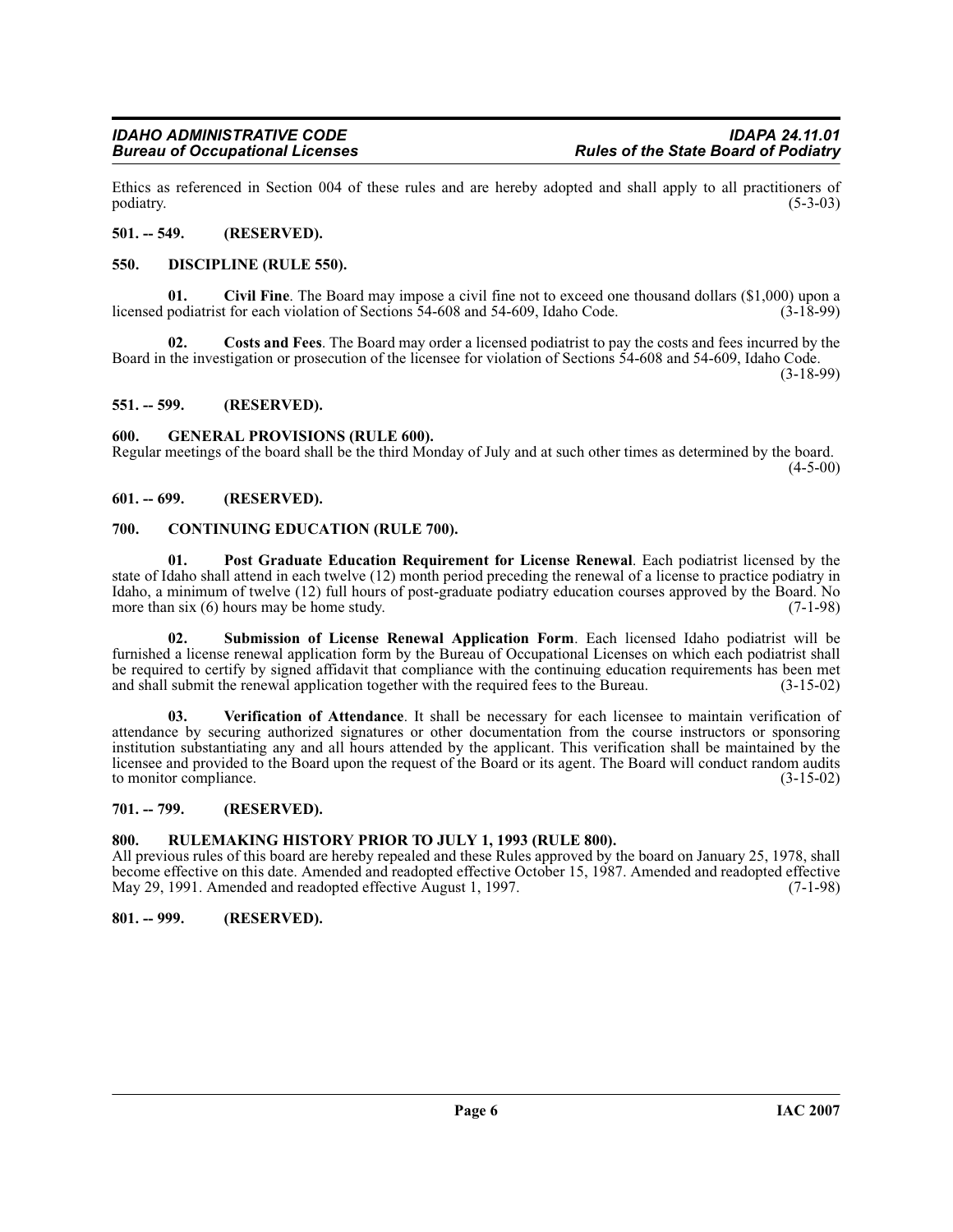Ethics as referenced in Section 004 of these rules and are hereby adopted and shall apply to all practitioners of podiatry. (5-3-03)

## 501. -- 549. (RESERVED).

## 550. DISCIPLINE (RULE 550).

**01. Civil Fine**. The Board may impose a civil fine not to exceed one thousand dollars ($1,000) upon a licensed podiatrist for each violation of Sections 54-608 and 54-609, Idaho Code. (3-18-99)

**02. Costs and Fees**. The Board may order a licensed podiatrist to pay the costs and fees incurred by the Board in the investigation or prosecution of the licensee for violation of Sections 54-608 and 54-609, Idaho Code. (3-18-99)

## 551. -- 599. (RESERVED).

## 600. GENERAL PROVISIONS (RULE 600).

Regular meetings of the board shall be the third Monday of July and at such other times as determined by the board. (4-5-00)

## 601. -- 699. (RESERVED).

## 700. CONTINUING EDUCATION (RULE 700).

**01. Post Graduate Education Requirement for License Renewal**. Each podiatrist licensed by the state of Idaho shall attend in each twelve (12) month period preceding the renewal of a license to practice podiatry in Idaho, a minimum of twelve (12) full hours of post-graduate podiatry education courses approved by the Board. No more than six (6) hours may be home study. (7-1-98)

**02. Submission of License Renewal Application Form**. Each licensed Idaho podiatrist will be furnished a license renewal application form by the Bureau of Occupational Licenses on which each podiatrist shall be required to certify by signed affidavit that compliance with the continuing education requirements has been met and shall submit the renewal application together with the required fees to the Bureau. (3-15-02)

**03. Verification of Attendance**. It shall be necessary for each licensee to maintain verification of attendance by securing authorized signatures or other documentation from the course instructors or sponsoring institution substantiating any and all hours attended by the applicant. This verification shall be maintained by the licensee and provided to the Board upon the request of the Board or its agent. The Board will conduct random audits to monitor compliance. (3-15-02)

## 701. -- 799. (RESERVED).

## 800. RULEMAKING HISTORY PRIOR TO JULY 1, 1993 (RULE 800).

All previous rules of this board are hereby repealed and these Rules approved by the board on January 25, 1978, shall become effective on this date. Amended and readopted effective October 15, 1987. Amended and readopted effective May 29, 1991. Amended and readopted effective August 1, 1997. (7-1-98)

## 801. -- 999. (RESERVED).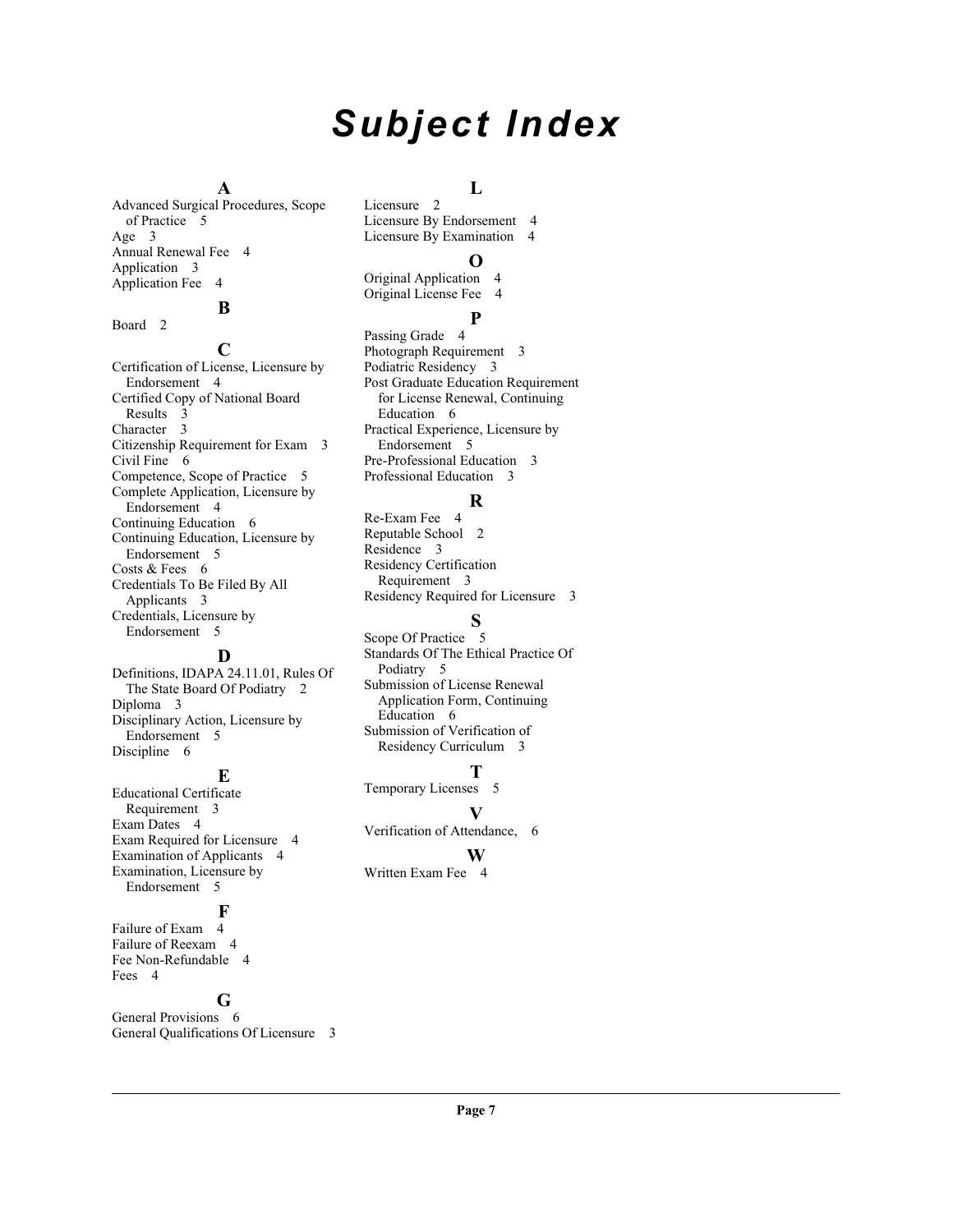# *Subject Index*

### A

Advanced Surgical Procedures, Scope of Practice 5
Age 3
Annual Renewal Fee 4
Application 3
Application Fee 4

### B

Board 2

### C

Certification of License, Licensure by Endorsement 4
Certified Copy of National Board Results 3
Character 3
Citizenship Requirement for Exam 3
Civil Fine 6
Competence, Scope of Practice 5
Complete Application, Licensure by Endorsement 4
Continuing Education 6
Continuing Education, Licensure by Endorsement 5
Costs & Fees 6
Credentials To Be Filed By All Applicants 3
Credentials, Licensure by Endorsement 5

### D

Definitions, IDAPA 24.11.01, Rules Of The State Board Of Podiatry 2
Diploma 3
Disciplinary Action, Licensure by Endorsement 5
Discipline 6

### E

Educational Certificate Requirement 3
Exam Dates 4
Exam Required for Licensure 4
Examination of Applicants 4
Examination, Licensure by Endorsement 5

### F

Failure of Exam 4
Failure of Reexam 4
Fee Non-Refundable 4
Fees 4

### G

General Provisions 6
General Qualifications Of Licensure 3

### L

Licensure 2
Licensure By Endorsement 4
Licensure By Examination 4

### O

Original Application 4
Original License Fee 4

### P

Passing Grade 4
Photograph Requirement 3
Podiatric Residency 3
Post Graduate Education Requirement for License Renewal, Continuing Education 6
Practical Experience, Licensure by Endorsement 5
Pre-Professional Education 3
Professional Education 3

### R

Re-Exam Fee 4
Reputable School 2
Residence 3
Residency Certification Requirement 3
Residency Required for Licensure 3

### S

Scope Of Practice 5
Standards Of The Ethical Practice Of Podiatry 5
Submission of License Renewal Application Form, Continuing Education 6
Submission of Verification of Residency Curriculum 3

### T

Temporary Licenses 5

### V

Verification of Attendance, 6

### W

Written Exam Fee 4